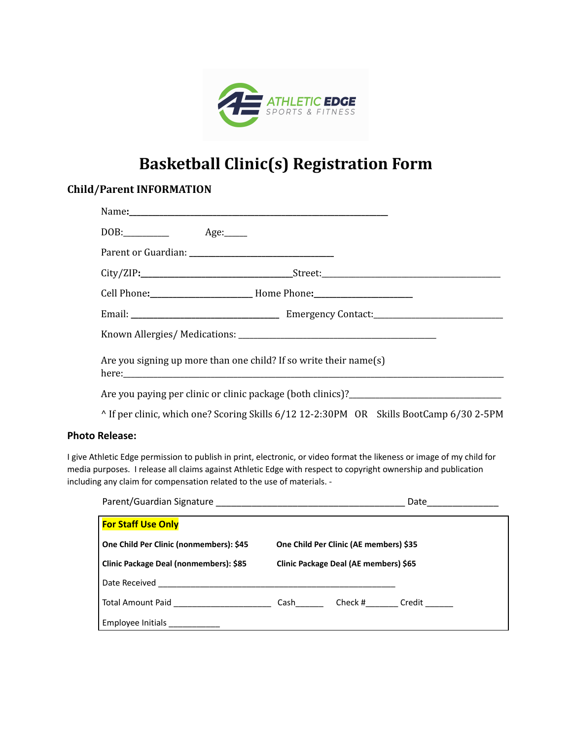ATHLETIC EDGE
SPORTS & FITNESS

# Basketball Clinic(s) Registration Form

## Child/Parent INFORMATION

Name:___________________________________________________________

DOB:__________ Age:_____

Parent or Guardian: _________________________________

City/ZIP:___________________________________Street:_________________________________________

Cell Phone:_______________________ Home Phone:______________________

Email: __________________________________ Emergency Contact:_____________________________

Known Allergies/ Medications: _____________________________________________

Are you signing up more than one child? If so write their name(s) here:_______________________________________________________________________________________

Are you paying per clinic or clinic package (both clinics)?__________________________________

^ If per clinic, which one? Scoring Skills 6/12 12-2:30PM OR Skills BootCamp 6/30 2-5PM

## Photo Release:

I give Athletic Edge permission to publish in print, electronic, or video format the likeness or image of my child for media purposes. I release all claims against Athletic Edge with respect to copyright ownership and publication including any claim for compensation related to the use of materials. -

Parent/Guardian Signature ___________________________________________ Date_______________

**For Staff Only**

**One Child Per Clinic (nonmembers): $45** **One Child Per Clinic (AE members) $35**

**Clinic Package Deal (nonmembers): $85** **Clinic Package Deal (AE members) $65**

Date Received _______________________________________________________

Total Amount Paid ______________________ Cash______ Check #_______ Credit ______

Employee Initials ___________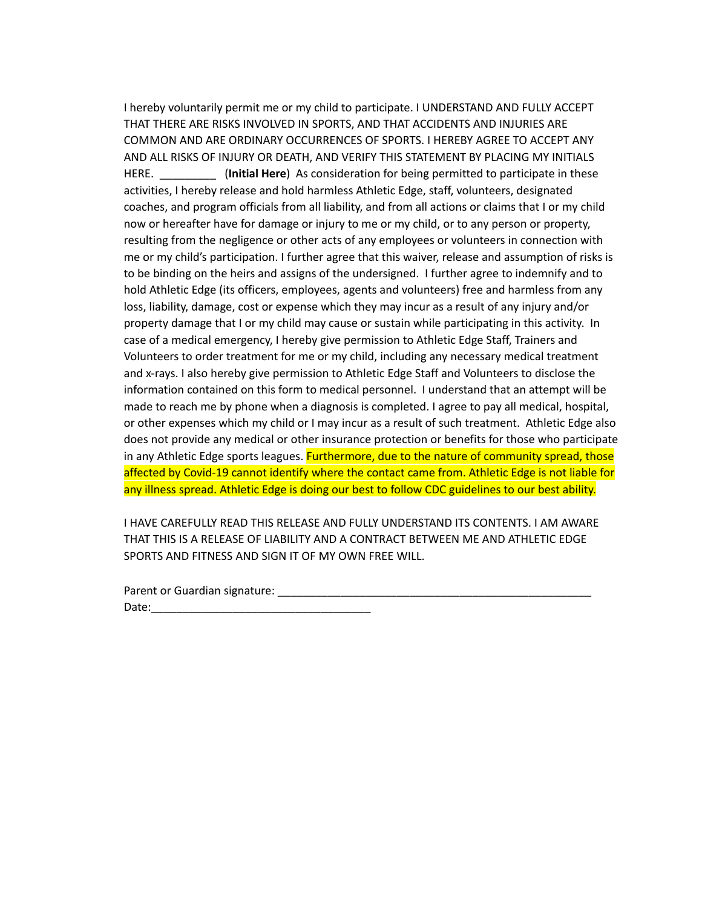I hereby voluntarily permit me or my child to participate. I UNDERSTAND AND FULLY ACCEPT THAT THERE ARE RISKS INVOLVED IN SPORTS, AND THAT ACCIDENTS AND INJURIES ARE COMMON AND ARE ORDINARY OCCURRENCES OF SPORTS. I HEREBY AGREE TO ACCEPT ANY AND ALL RISKS OF INJURY OR DEATH, AND VERIFY THIS STATEMENT BY PLACING MY INITIALS HERE. _________ (**Initial Here**) As consideration for being permitted to participate in these activities, I hereby release and hold harmless Athletic Edge, staff, volunteers, designated coaches, and program officials from all liability, and from all actions or claims that I or my child now or hereafter have for damage or injury to me or my child, or to any person or property, resulting from the negligence or other acts of any employees or volunteers in connection with me or my child's participation. I further agree that this waiver, release and assumption of risks is to be binding on the heirs and assigns of the undersigned. I further agree to indemnify and to hold Athletic Edge (its officers, employees, agents and volunteers) free and harmless from any loss, liability, damage, cost or expense which they may incur as a result of any injury and/or property damage that I or my child may cause or sustain while participating in this activity. In case of a medical emergency, I hereby give permission to Athletic Edge Staff, Trainers and Volunteers to order treatment for me or my child, including any necessary medical treatment and x-rays. I also hereby give permission to Athletic Edge Staff and Volunteers to disclose the information contained on this form to medical personnel. I understand that an attempt will be made to reach me by phone when a diagnosis is completed. I agree to pay all medical, hospital, or other expenses which my child or I may incur as a result of such treatment. Athletic Edge also does not provide any medical or other insurance protection or benefits for those who participate in any Athletic Edge sports leagues. Furthermore, due to the nature of community spread, those affected by Covid-19 cannot identify where the contact came from. Athletic Edge is not liable for any illness spread. Athletic Edge is doing our best to follow CDC guidelines to our best ability.

I HAVE CAREFULLY READ THIS RELEASE AND FULLY UNDERSTAND ITS CONTENTS. I AM AWARE THAT THIS IS A RELEASE OF LIABILITY AND A CONTRACT BETWEEN ME AND ATHLETIC EDGE SPORTS AND FITNESS AND SIGN IT OF MY OWN FREE WILL.

Parent or Guardian signature: ____________________________________________________
Date:___________________________________